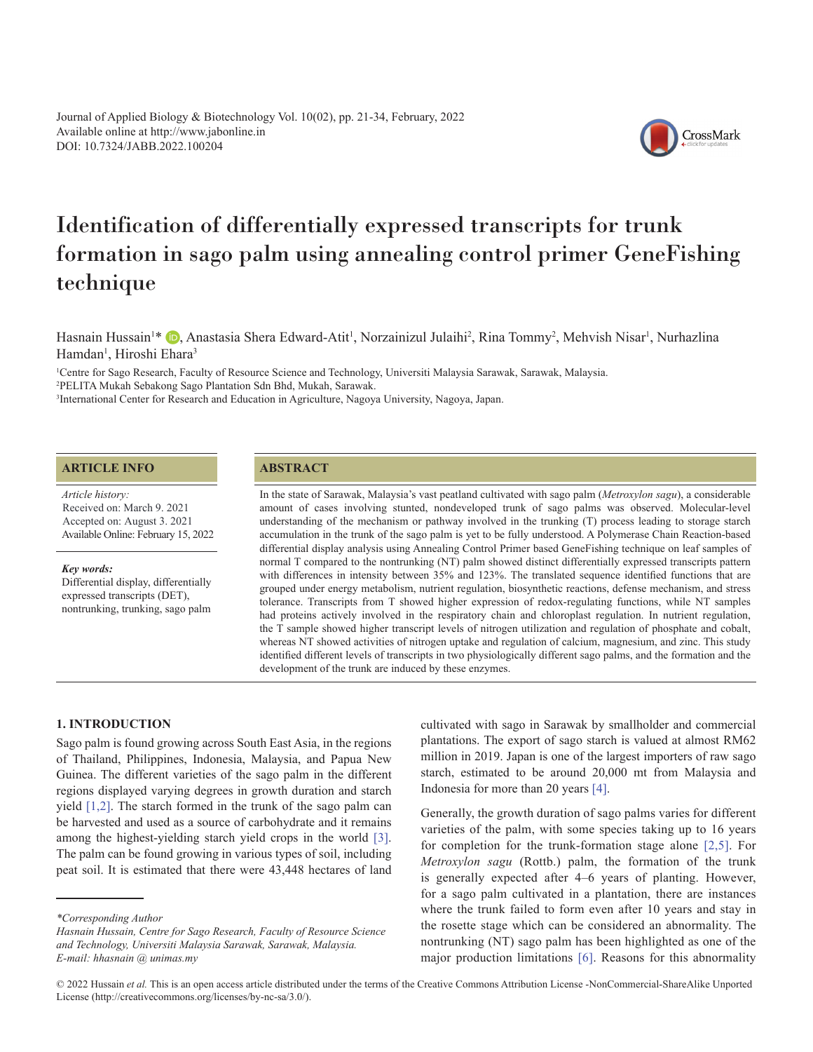# Identification of differentially expressed transcripts for trunk formation in sago palm using annealing control primer GeneFishing technique

Hasnain Hussain[1]*, Anastasia Shera Edward-Atit[1], Norzainizul Julaihi[2], Rina Tommy[2], Mehvish Nisar[1], Nurhazlina Hamdan[1], Hiroshi Ehara[3]

[1]Centre for Sago Research, Faculty of Resource Science and Technology, Universiti Malaysia Sarawak, Sarawak, Malaysia.
[2]PELITA Mukah Sebakong Sago Plantation Sdn Bhd, Mukah, Sarawak.
[3]International Center for Research and Education in Agriculture, Nagoya University, Nagoya, Japan.

## ARTICLE INFO

*Article history:*
Received on: March 9. 2021
Accepted on: August 3. 2021
Available Online: February 15, 2022

***Key words:***
Differential display, differentially expressed transcripts (DET), nontrunking, trunking, sago palm

## ABSTRACT

In the state of Sarawak, Malaysia's vast peatland cultivated with sago palm (*Metroxylon sagu*), a considerable amount of cases involving stunted, nondeveloped trunk of sago palms was observed. Molecular-level understanding of the mechanism or pathway involved in the trunking (T) process leading to storage starch accumulation in the trunk of the sago palm is yet to be fully understood. A Polymerase Chain Reaction-based differential display analysis using Annealing Control Primer based GeneFishing technique on leaf samples of normal T compared to the nontrunking (NT) palm showed distinct differentially expressed transcripts pattern with differences in intensity between 35% and 123%. The translated sequence identified functions that are grouped under energy metabolism, nutrient regulation, biosynthetic reactions, defense mechanism, and stress tolerance. Transcripts from T showed higher expression of redox-regulating functions, while NT samples had proteins actively involved in the respiratory chain and chloroplast regulation. In nutrient regulation, the T sample showed higher transcript levels of nitrogen utilization and regulation of phosphate and cobalt, whereas NT showed activities of nitrogen uptake and regulation of calcium, magnesium, and zinc. This study identified different levels of transcripts in two physiologically different sago palms, and the formation and the development of the trunk are induced by these enzymes.

## 1. INTRODUCTION

Sago palm is found growing across South East Asia, in the regions of Thailand, Philippines, Indonesia, Malaysia, and Papua New Guinea. The different varieties of the sago palm in the different regions displayed varying degrees in growth duration and starch yield [1,2]. The starch formed in the trunk of the sago palm can be harvested and used as a source of carbohydrate and it remains among the highest-yielding starch yield crops in the world [3]. The palm can be found growing in various types of soil, including peat soil. It is estimated that there were 43,448 hectares of land cultivated with sago in Sarawak by smallholder and commercial plantations. The export of sago starch is valued at almost RM62 million in 2019. Japan is one of the largest importers of raw sago starch, estimated to be around 20,000 mt from Malaysia and Indonesia for more than 20 years [4].

Generally, the growth duration of sago palms varies for different varieties of the palm, with some species taking up to 16 years for completion for the trunk-formation stage alone [2,5]. For *Metroxylon sagu* (Rottb.) palm, the formation of the trunk is generally expected after 4–6 years of planting. However, for a sago palm cultivated in a plantation, there are instances where the trunk failed to form even after 10 years and stay in the rosette stage which can be considered an abnormality. The nontrunking (NT) sago palm has been highlighted as one of the major production limitations [6]. Reasons for this abnormality

*Corresponding Author
Hasnain Hussain, Centre for Sago Research, Faculty of Resource Science and Technology, Universiti Malaysia Sarawak, Sarawak, Malaysia.
E-mail: hhasnain @ unimas.my*

© 2022 Hussain *et al.* This is an open access article distributed under the terms of the Creative Commons Attribution License -NonCommercial-ShareAlike Unported License (http://creativecommons.org/licenses/by-nc-sa/3.0/).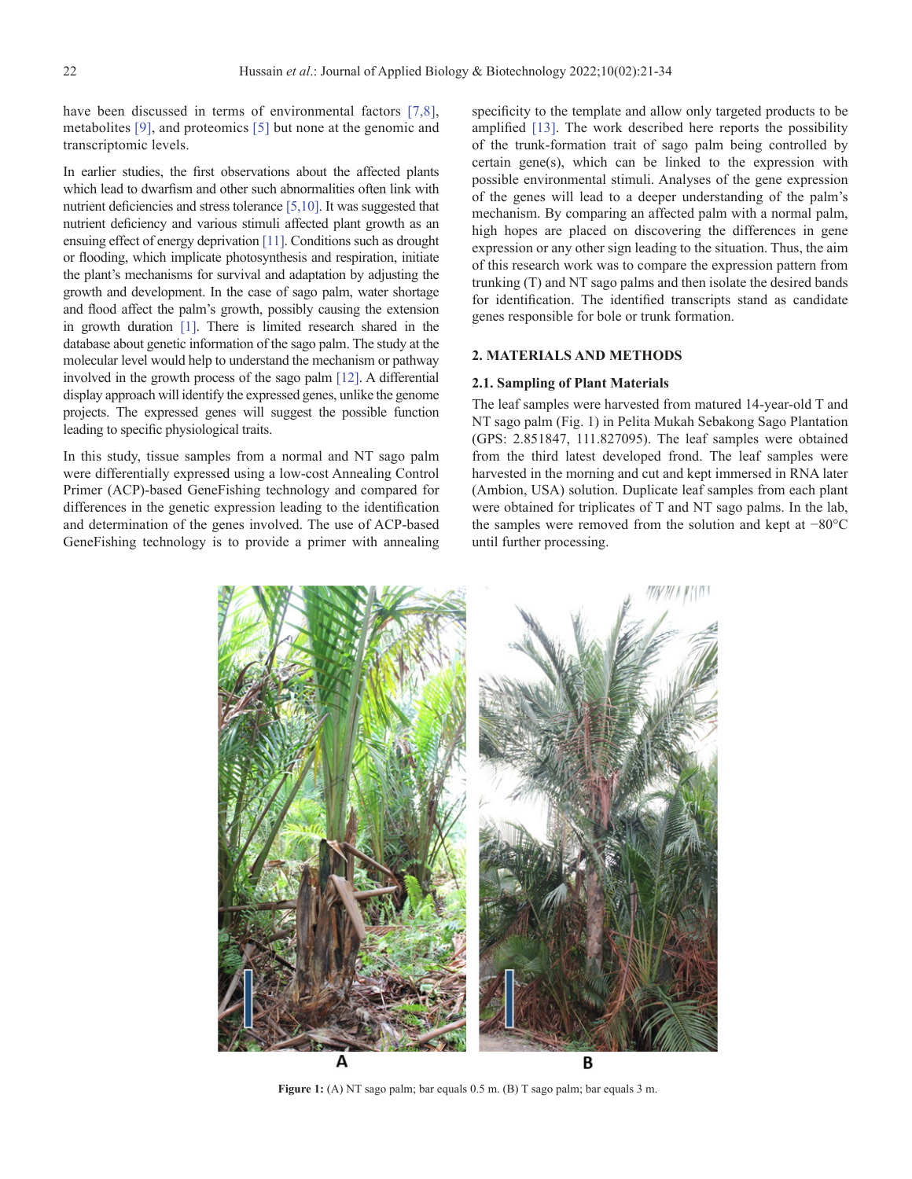have been discussed in terms of environmental factors [7,8], metabolites [9], and proteomics [5] but none at the genomic and transcriptomic levels.

In earlier studies, the first observations about the affected plants which lead to dwarfism and other such abnormalities often link with nutrient deficiencies and stress tolerance [5,10]. It was suggested that nutrient deficiency and various stimuli affected plant growth as an ensuing effect of energy deprivation [11]. Conditions such as drought or flooding, which implicate photosynthesis and respiration, initiate the plant's mechanisms for survival and adaptation by adjusting the growth and development. In the case of sago palm, water shortage and flood affect the palm's growth, possibly causing the extension in growth duration [1]. There is limited research shared in the database about genetic information of the sago palm. The study at the molecular level would help to understand the mechanism or pathway involved in the growth process of the sago palm [12]. A differential display approach will identify the expressed genes, unlike the genome projects. The expressed genes will suggest the possible function leading to specific physiological traits.

In this study, tissue samples from a normal and NT sago palm were differentially expressed using a low-cost Annealing Control Primer (ACP)-based GeneFishing technology and compared for differences in the genetic expression leading to the identification and determination of the genes involved. The use of ACP-based GeneFishing technology is to provide a primer with annealing specificity to the template and allow only targeted products to be amplified [13]. The work described here reports the possibility of the trunk-formation trait of sago palm being controlled by certain gene(s), which can be linked to the expression with possible environmental stimuli. Analyses of the gene expression of the genes will lead to a deeper understanding of the palm's mechanism. By comparing an affected palm with a normal palm, high hopes are placed on discovering the differences in gene expression or any other sign leading to the situation. Thus, the aim of this research work was to compare the expression pattern from trunking (T) and NT sago palms and then isolate the desired bands for identification. The identified transcripts stand as candidate genes responsible for bole or trunk formation.

## 2. MATERIALS AND METHODS

### 2.1. Sampling of Plant Materials

The leaf samples were harvested from matured 14-year-old T and NT sago palm (Fig. 1) in Pelita Mukah Sebakong Sago Plantation (GPS: 2.851847, 111.827095). The leaf samples were obtained from the third latest developed frond. The leaf samples were harvested in the morning and cut and kept immersed in RNA later (Ambion, USA) solution. Duplicate leaf samples from each plant were obtained for triplicates of T and NT sago palms. In the lab, the samples were removed from the solution and kept at −80°C until further processing.

**Figure 1:** (A) NT sago palm; bar equals 0.5 m. (B) T sago palm; bar equals 3 m.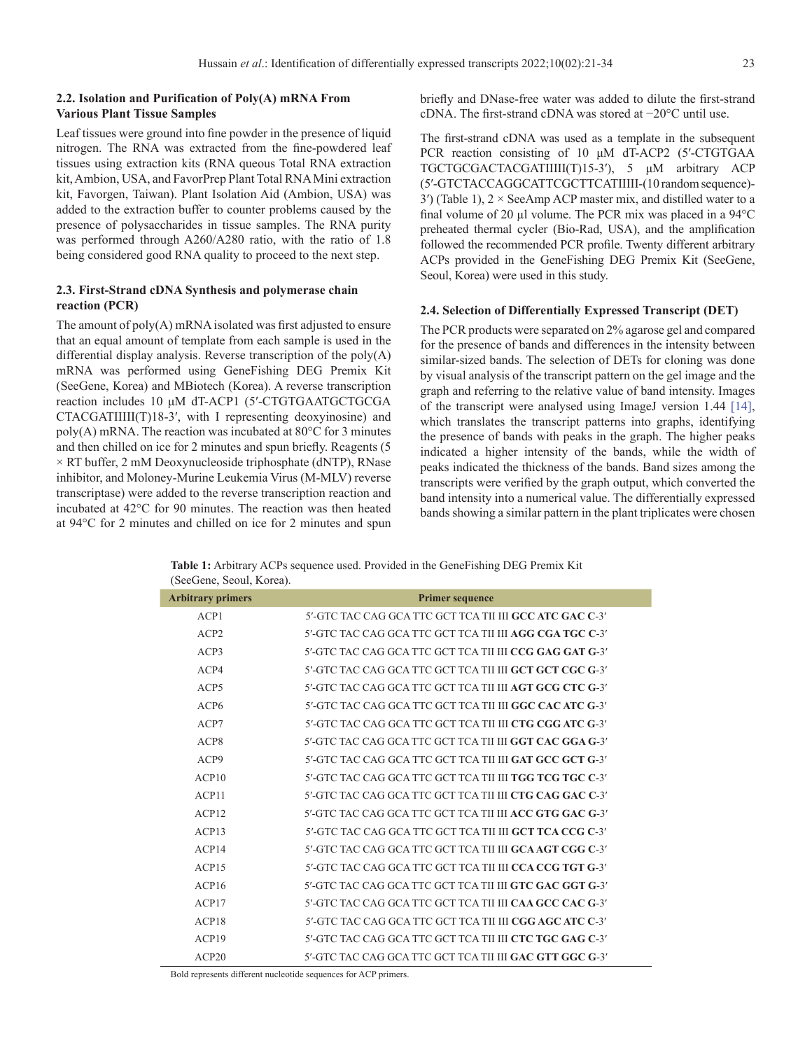### 2.2. Isolation and Purification of Poly(A) mRNA From Various Plant Tissue Samples

Leaf tissues were ground into fine powder in the presence of liquid nitrogen. The RNA was extracted from the fine-powdered leaf tissues using extraction kits (RNA queous Total RNA extraction kit, Ambion, USA, and FavorPrep Plant Total RNA Mini extraction kit, Favorgen, Taiwan). Plant Isolation Aid (Ambion, USA) was added to the extraction buffer to counter problems caused by the presence of polysaccharides in tissue samples. The RNA purity was performed through A260/A280 ratio, with the ratio of 1.8 being considered good RNA quality to proceed to the next step.

### 2.3. First-Strand cDNA Synthesis and polymerase chain reaction (PCR)

The amount of poly(A) mRNA isolated was first adjusted to ensure that an equal amount of template from each sample is used in the differential display analysis. Reverse transcription of the poly(A) mRNA was performed using GeneFishing DEG Premix Kit (SeeGene, Korea) and MBiotech (Korea). A reverse transcription reaction includes 10 µM dT-ACP1 (5′-CTGTGAATGCTGCGA CTACGATIIIII(T)18-3′, with I representing deoxyinosine) and poly(A) mRNA. The reaction was incubated at 80°C for 3 minutes and then chilled on ice for 2 minutes and spun briefly. Reagents (5 × RT buffer, 2 mM Deoxynucleoside triphosphate (dNTP), RNase inhibitor, and Moloney-Murine Leukemia Virus (M-MLV) reverse transcriptase) were added to the reverse transcription reaction and incubated at 42°C for 90 minutes. The reaction was then heated at 94°C for 2 minutes and chilled on ice for 2 minutes and spun briefly and DNase-free water was added to dilute the first-strand cDNA. The first-strand cDNA was stored at −20°C until use.

The first-strand cDNA was used as a template in the subsequent PCR reaction consisting of 10 µM dT-ACP2 (5′-CTGTGAA TGCTGCGACTACGATIIIII(T)15-3′), 5 µM arbitrary ACP (5′-GTCTACCAGGCATTCGCTTCATIIIII-(10 random sequence)-3′) (Table 1), 2 × SeeAmp ACP master mix, and distilled water to a final volume of 20 µl volume. The PCR mix was placed in a 94°C preheated thermal cycler (Bio-Rad, USA), and the amplification followed the recommended PCR profile. Twenty different arbitrary ACPs provided in the GeneFishing DEG Premix Kit (SeeGene, Seoul, Korea) were used in this study.

### 2.4. Selection of Differentially Expressed Transcript (DET)

The PCR products were separated on 2% agarose gel and compared for the presence of bands and differences in the intensity between similar-sized bands. The selection of DETs for cloning was done by visual analysis of the transcript pattern on the gel image and the graph and referring to the relative value of band intensity. Images of the transcript were analysed using ImageJ version 1.44 [14], which translates the transcript patterns into graphs, identifying the presence of bands with peaks in the graph. The higher peaks indicated a higher intensity of the bands, while the width of peaks indicated the thickness of the bands. Band sizes among the transcripts were verified by the graph output, which converted the band intensity into a numerical value. The differentially expressed bands showing a similar pattern in the plant triplicates were chosen

**Table 1:** Arbitrary ACPs sequence used. Provided in the GeneFishing DEG Premix Kit (SeeGene, Seoul, Korea).

| Arbitrary primers | Primer sequence |
|---|---|
| ACP1 | 5′-GTC TAC CAG GCA TTC GCT TCA TII III **GCC ATC GAC C**-3′ |
| ACP2 | 5′-GTC TAC CAG GCA TTC GCT TCA TII III **AGG CGA TGC C**-3′ |
| ACP3 | 5′-GTC TAC CAG GCA TTC GCT TCA TII III **CCG GAG GAT G**-3′ |
| ACP4 | 5′-GTC TAC CAG GCA TTC GCT TCA TII III **GCT GCT CGC G**-3′ |
| ACP5 | 5′-GTC TAC CAG GCA TTC GCT TCA TII III **AGT GCG CTC G**-3′ |
| ACP6 | 5′-GTC TAC CAG GCA TTC GCT TCA TII III **GGC CAC ATC G**-3′ |
| ACP7 | 5′-GTC TAC CAG GCA TTC GCT TCA TII III **CTG CGG ATC G**-3′ |
| ACP8 | 5′-GTC TAC CAG GCA TTC GCT TCA TII III **GGT CAC GGA G**-3′ |
| ACP9 | 5′-GTC TAC CAG GCA TTC GCT TCA TII III **GAT GCC GCT G**-3′ |
| ACP10 | 5′-GTC TAC CAG GCA TTC GCT TCA TII III **TGG TCG TGC C**-3′ |
| ACP11 | 5′-GTC TAC CAG GCA TTC GCT TCA TII III **CTG CAG GAC C**-3′ |
| ACP12 | 5′-GTC TAC CAG GCA TTC GCT TCA TII III **ACC GTG GAC G**-3′ |
| ACP13 | 5′-GTC TAC CAG GCA TTC GCT TCA TII III **GCT TCA CCG C**-3′ |
| ACP14 | 5′-GTC TAC CAG GCA TTC GCT TCA TII III **GCA AGT CGG C**-3′ |
| ACP15 | 5′-GTC TAC CAG GCA TTC GCT TCA TII III **CCA CCG TGT G**-3′ |
| ACP16 | 5′-GTC TAC CAG GCA TTC GCT TCA TII III **GTC GAC GGT G**-3′ |
| ACP17 | 5′-GTC TAC CAG GCA TTC GCT TCA TII III **CAA GCC CAC G**-3′ |
| ACP18 | 5′-GTC TAC CAG GCA TTC GCT TCA TII III **CGG AGC ATC C**-3′ |
| ACP19 | 5′-GTC TAC CAG GCA TTC GCT TCA TII III **CTC TGC GAG C**-3′ |
| ACP20 | 5′-GTC TAC CAG GCA TTC GCT TCA TII III **GAC GTT GGC G**-3′ |

Bold represents different nucleotide sequences for ACP primers.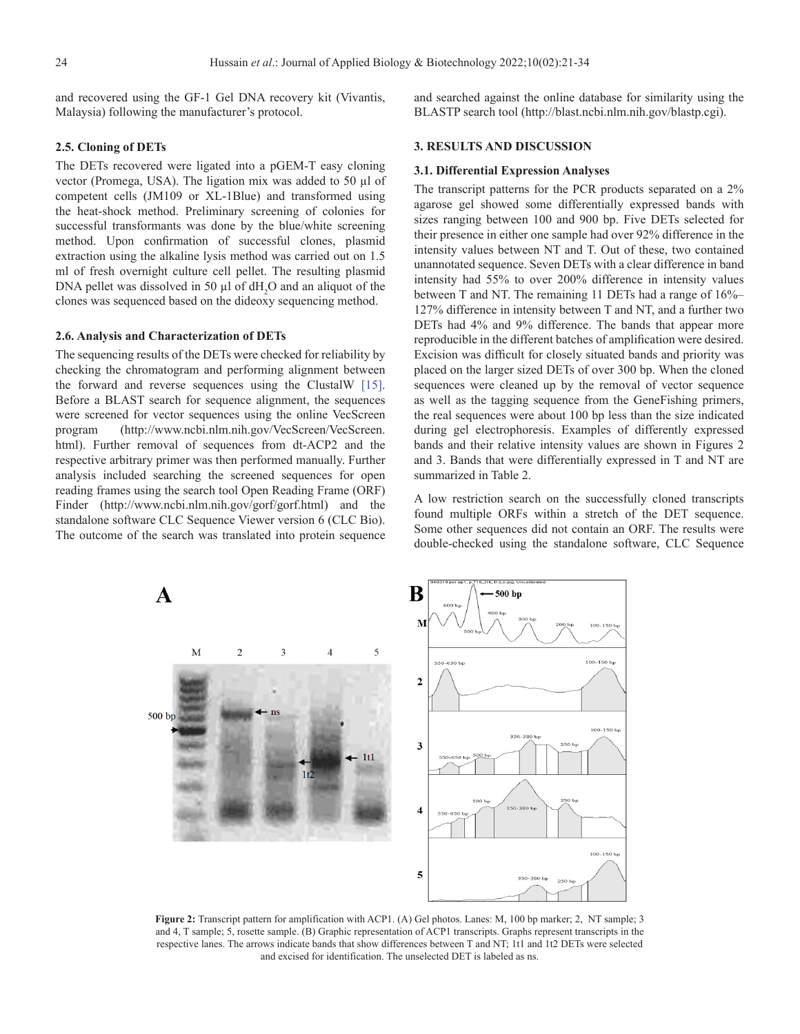and recovered using the GF-1 Gel DNA recovery kit (Vivantis, Malaysia) following the manufacturer's protocol.

### 2.5. Cloning of DETs

The DETs recovered were ligated into a pGEM-T easy cloning vector (Promega, USA). The ligation mix was added to 50 µl of competent cells (JM109 or XL-1Blue) and transformed using the heat-shock method. Preliminary screening of colonies for successful transformants was done by the blue/white screening method. Upon confirmation of successful clones, plasmid extraction using the alkaline lysis method was carried out on 1.5 ml of fresh overnight culture cell pellet. The resulting plasmid DNA pellet was dissolved in 50 µl of $dH_2O$ and an aliquot of the clones was sequenced based on the dideoxy sequencing method.

### 2.6. Analysis and Characterization of DETs

The sequencing results of the DETs were checked for reliability by checking the chromatogram and performing alignment between the forward and reverse sequences using the ClustalW [15]. Before a BLAST search for sequence alignment, the sequences were screened for vector sequences using the online VecScreen program (http://www.ncbi.nlm.nih.gov/VecScreen/VecScreen.html). Further removal of sequences from dt-ACP2 and the respective arbitrary primer was then performed manually. Further analysis included searching the screened sequences for open reading frames using the search tool Open Reading Frame (ORF) Finder (http://www.ncbi.nlm.nih.gov/gorf/gorf.html) and the standalone software CLC Sequence Viewer version 6 (CLC Bio). The outcome of the search was translated into protein sequence and searched against the online database for similarity using the BLASTP search tool (http://blast.ncbi.nlm.nih.gov/blastp.cgi).

## 3. RESULTS AND DISCUSSION

### 3.1. Differential Expression Analyses

The transcript patterns for the PCR products separated on a 2% agarose gel showed some differentially expressed bands with sizes ranging between 100 and 900 bp. Five DETs selected for their presence in either one sample had over 92% difference in the intensity values between NT and T. Out of these, two contained unannotated sequence. Seven DETs with a clear difference in band intensity had 55% to over 200% difference in intensity values between T and NT. The remaining 11 DETs had a range of 16%–127% difference in intensity between T and NT, and a further two DETs had 4% and 9% difference. The bands that appear more reproducible in the different batches of amplification were desired. Excision was difficult for closely situated bands and priority was placed on the larger sized DETs of over 300 bp. When the cloned sequences were cleaned up by the removal of vector sequence as well as the tagging sequence from the GeneFishing primers, the real sequences were about 100 bp less than the size indicated during gel electrophoresis. Examples of differently expressed bands and their relative intensity values are shown in Figures 2 and 3. Bands that were differentially expressed in T and NT are summarized in Table 2.

A low restriction search on the successfully cloned transcripts found multiple ORFs within a stretch of the DET sequence. Some other sequences did not contain an ORF. The results were double-checked using the standalone software, CLC Sequence

**Figure 2:** Transcript pattern for amplification with ACP1. (A) Gel photos. Lanes: M, 100 bp marker; 2, NT sample; 3 and 4, T sample; 5, rosette sample. (B) Graphic representation of ACP1 transcripts. Graphs represent transcripts in the respective lanes. The arrows indicate bands that show differences between T and NT; 1t1 and 1t2 DETs were selected and excised for identification. The unselected DET is labeled as ns.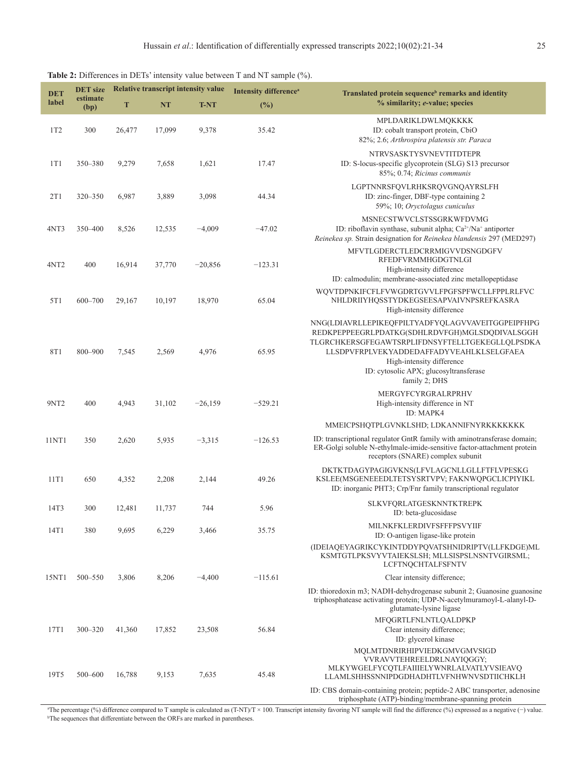**Table 2:** Differences in DETs' intensity value between T and NT sample (%).

| DET label | DET size estimate (bp) | Relative transcript intensity value | | | Intensity difference[a] (%) | Translated protein sequence[b] remarks and identity % similarity; *e*-value; species |
|---|---|---|---|---|---|---|
| | | T | NT | T-NT | | |
| 1T2 | 300 | 26,477 | 17,099 | 9,378 | 35.42 | MPLDARIKLDWLMQKKKK<br>ID: cobalt transport protein, CbiO<br>82%; 2.6; *Arthrospira platensis str. Paraca* |
| 1T1 | 350–380 | 9,279 | 7,658 | 1,621 | 17.47 | NTRVSASKTYSVNEVTITDTEPR<br>ID: S-locus-specific glycoprotein (SLG) S13 precursor<br>85%; 0.74; *Ricinus communis* |
| 2T1 | 320–350 | 6,987 | 3,889 | 3,098 | 44.34 | LGPTNNRSFQVLRHKSRQVGNQAYRSLFH<br>ID: zinc-finger, DBF-type containing 2<br>59%; 10; *Oryctolagus cuniculus* |
| 4NT3 | 350–400 | 8,526 | 12,535 | −4,009 | −47.02 | MSNECSTWVCLSTSSGRKWFDVMG<br>ID: riboflavin synthase, subunit alpha; $Ca^{2+}/Na^{+}$ antiporter<br>*Reinekea sp.* Strain designation for *Reinekea blandensis* 297 (MED297) |
| 4NT2 | 400 | 16,914 | 37,770 | −20,856 | −123.31 | MFVTLGDERCTLEDCRRMIGVVDSNGDGFV<br>RFEDFVRMMHGDGTNLGI<br>High-intensity difference<br>ID: calmodulin; membrane-associated zinc metallopeptidase |
| 5T1 | 600–700 | 29,167 | 10,197 | 18,970 | 65.04 | WQVTDPNKIFCFLFVWGDRTGVVLFPGFSPFWCLLFPPLRLFVC<br>NHLDRIIYHQSSTYDKEGSEESAPVAIVNPSREFKASRA<br>High-intensity difference |
| 8T1 | 800–900 | 7,545 | 2,569 | 4,976 | 65.95 | NNG(LDIAVRLLEPIKEQFPILTYADFYQLAGVVAVEITGGPEIPFHPG<br>REDKPEPPEEGRLPDATKG(SDHLRDVFGH)MGLSDQDIVALSGGH<br>TLGRCHKERSGFEGAWTSRPLIFDNSYFTELLTGEKEGLLQLPSDKA<br>LLSDPVFRPLVEKYADDEDAFFADYVEAHLKLSELGFAEA<br>High-intensity difference<br>ID: cytosolic APX; glucosyltransferase<br>family 2; DHS |
| 9NT2 | 400 | 4,943 | 31,102 | −26,159 | −529.21 | MERGYFCYRGRALRPRHV<br>High-intensity difference in NT<br>ID: MAPK4 |
| 11NT1 | 350 | 2,620 | 5,935 | −3,315 | −126.53 | MMEICPSHQTPLGVNKLSHD; LDKANNIFNYRKKKKKKK<br>ID: transcriptional regulator GntR family with aminotransferase domain; ER-Golgi soluble N-ethylmale-imide-sensitive factor-attachment protein receptors (SNARE) complex subunit |
| 11T1 | 650 | 4,352 | 2,208 | 2,144 | 49.26 | DKTKTDAGYPAGIGVKNS(LFVLAGCNLLGLLFTFLVPESKG<br>KSLEE(MSGENEEEDLTETSYSRTVPV; FAKNWQPGCLICPIYIKL<br>ID: inorganic PHT3; Crp/Fnr family transcriptional regulator |
| 14T3 | 300 | 12,481 | 11,737 | 744 | 5.96 | SLKVFQRLATGESKNNTKTREPK<br>ID: beta-glucosidase |
| 14T1 | 380 | 9,695 | 6,229 | 3,466 | 35.75 | MILNKFKLERDIVFSFFFPSVYIIF<br>ID: O-antigen ligase-like protein |
| 15NT1 | 500–550 | 3,806 | 8,206 | −4,400 | −115.61 | (IDEIAQEYAGRIKCYKINTDDYPQVATSHNIDRIPTV(LLFKDGE)ML<br>KSMTGTLPKSVYVTAIEKSLSH; MLLSISPSLNSNTVGIRSML;<br>LCFTNQCHTALFSFNTV<br>Clear intensity difference;<br>ID: thioredoxin m3; NADH-dehydrogenase subunit 2; Guanosine guanosine triphosphatease activating protein; UDP-N-acetylmuramoyl-L-alanyl-D-glutamate-lysine ligase |
| 17T1 | 300–320 | 41,360 | 17,852 | 23,508 | 56.84 | MFQGRTLFNLNTLQALDPKP<br>Clear intensity difference;<br>ID: glycerol kinase |
| 19T5 | 500–600 | 16,788 | 9,153 | 7,635 | 45.48 | MQLMTDNRIRHIPVIEDKGMVGMVSIGD<br>VVRAVVTEHREELDRLNAYIQGGY;<br>MLKYWGELFYCQTLFAIIIELYWNRLALVATLYVSIEAVQ<br>LLAMLSHHSSNNIPDGDHADHTLVFNHWNVSDTIICHKLH<br>ID: CBS domain-containing protein; peptide-2 ABC transporter, adenosine triphosphate (ATP)-binding/membrane-spanning protein |

[a]The percentage (%) difference compared to T sample is calculated as (T-NT)/T × 100. Transcript intensity favoring NT sample will find the difference (%) expressed as a negative (−) value.
[b]The sequences that differentiate between the ORFs are marked in parentheses.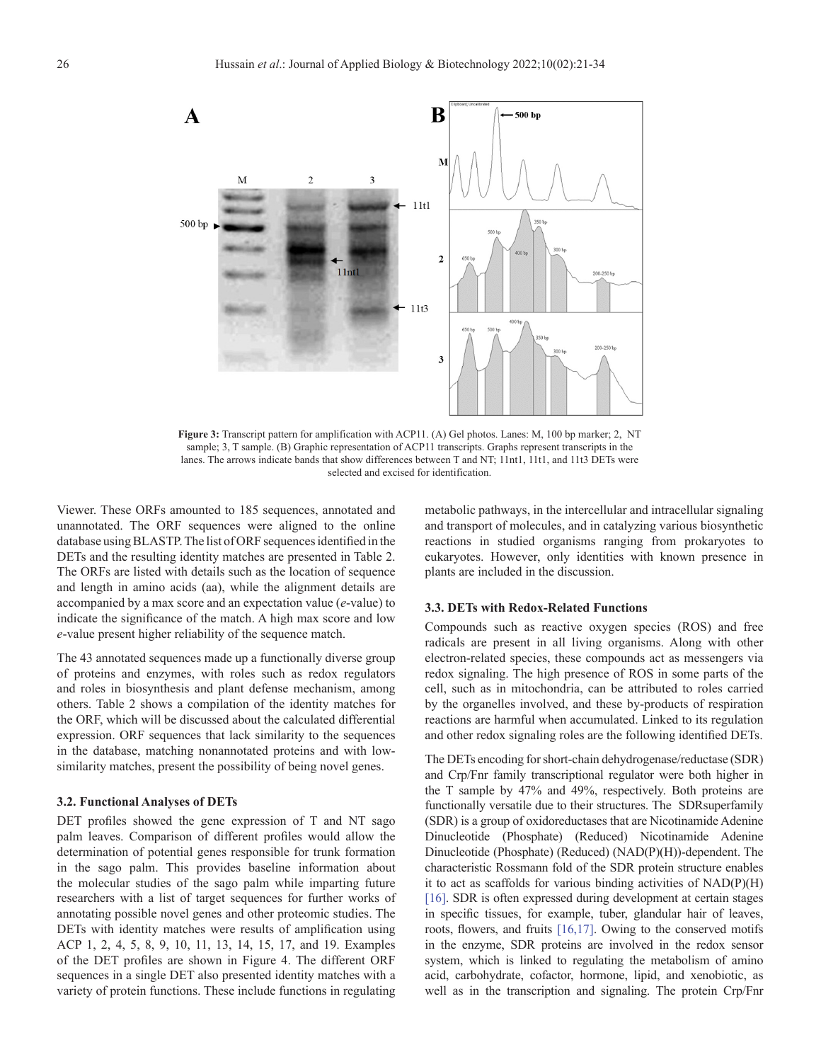**Figure 3:** Transcript pattern for amplification with ACP11. (A) Gel photos. Lanes: M, 100 bp marker; 2, NT sample; 3, T sample. (B) Graphic representation of ACP11 transcripts. Graphs represent transcripts in the lanes. The arrows indicate bands that show differences between T and NT; 11nt1, 11t1, and 11t3 DETs were selected and excised for identification.

Viewer. These ORFs amounted to 185 sequences, annotated and unannotated. The ORF sequences were aligned to the online database using BLASTP. The list of ORF sequences identified in the DETs and the resulting identity matches are presented in Table 2. The ORFs are listed with details such as the location of sequence and length in amino acids (aa), while the alignment details are accompanied by a max score and an expectation value (*e*-value) to indicate the significance of the match. A high max score and low *e*-value present higher reliability of the sequence match.

The 43 annotated sequences made up a functionally diverse group of proteins and enzymes, with roles such as redox regulators and roles in biosynthesis and plant defense mechanism, among others. Table 2 shows a compilation of the identity matches for the ORF, which will be discussed about the calculated differential expression. ORF sequences that lack similarity to the sequences in the database, matching nonannotated proteins and with low-similarity matches, present the possibility of being novel genes.

### 3.2. Functional Analyses of DETs

DET profiles showed the gene expression of T and NT sago palm leaves. Comparison of different profiles would allow the determination of potential genes responsible for trunk formation in the sago palm. This provides baseline information about the molecular studies of the sago palm while imparting future researchers with a list of target sequences for further works of annotating possible novel genes and other proteomic studies. The DETs with identity matches were results of amplification using ACP 1, 2, 4, 5, 8, 9, 10, 11, 13, 14, 15, 17, and 19. Examples of the DET profiles are shown in Figure 4. The different ORF sequences in a single DET also presented identity matches with a variety of protein functions. These include functions in regulating metabolic pathways, in the intercellular and intracellular signaling and transport of molecules, and in catalyzing various biosynthetic reactions in studied organisms ranging from prokaryotes to eukaryotes. However, only identities with known presence in plants are included in the discussion.

### 3.3. DETs with Redox-Related Functions

Compounds such as reactive oxygen species (ROS) and free radicals are present in all living organisms. Along with other electron-related species, these compounds act as messengers via redox signaling. The high presence of ROS in some parts of the cell, such as in mitochondria, can be attributed to roles carried by the organelles involved, and these by-products of respiration reactions are harmful when accumulated. Linked to its regulation and other redox signaling roles are the following identified DETs.

The DETs encoding for short-chain dehydrogenase/reductase (SDR) and Crp/Fnr family transcriptional regulator were both higher in the T sample by 47% and 49%, respectively. Both proteins are functionally versatile due to their structures. The SDRsuperfamily (SDR) is a group of oxidoreductases that are Nicotinamide Adenine Dinucleotide (Phosphate) (Reduced) Nicotinamide Adenine Dinucleotide (Phosphate) (Reduced) (NAD(P)(H))-dependent. The characteristic Rossmann fold of the SDR protein structure enables it to act as scaffolds for various binding activities of NAD(P)(H) [16]. SDR is often expressed during development at certain stages in specific tissues, for example, tuber, glandular hair of leaves, roots, flowers, and fruits [16,17]. Owing to the conserved motifs in the enzyme, SDR proteins are involved in the redox sensor system, which is linked to regulating the metabolism of amino acid, carbohydrate, cofactor, hormone, lipid, and xenobiotic, as well as in the transcription and signaling. The protein Crp/Fnr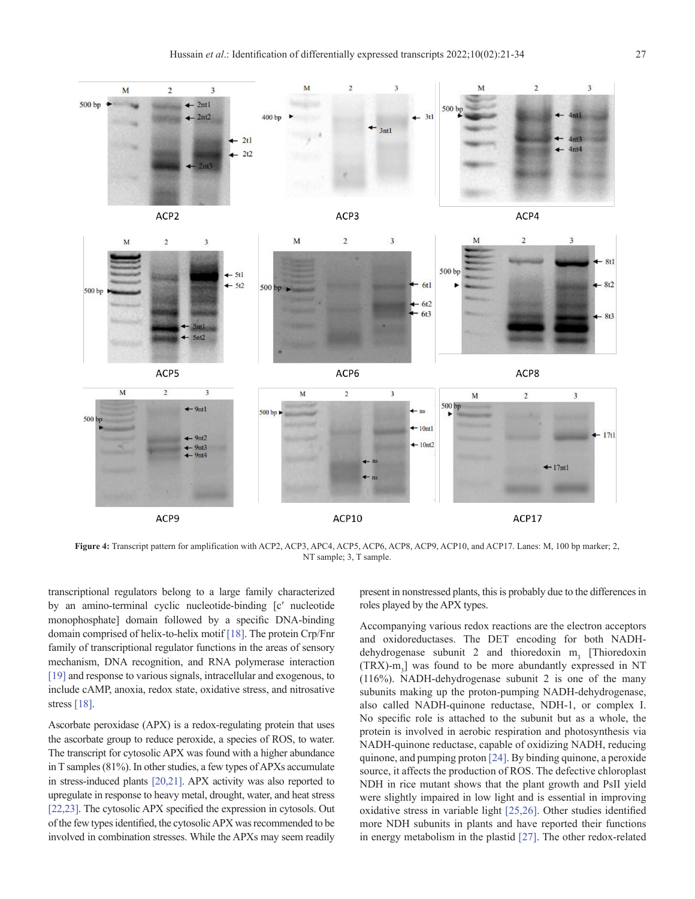**Figure 4:** Transcript pattern for amplification with ACP2, ACP3, APC4, ACP5, ACP6, ACP8, ACP9, ACP10, and ACP17. Lanes: M, 100 bp marker; 2, NT sample; 3, T sample.

transcriptional regulators belong to a large family characterized by an amino-terminal cyclic nucleotide-binding [c′ nucleotide monophosphate] domain followed by a specific DNA-binding domain comprised of helix-to-helix motif [18]. The protein Crp/Fnr family of transcriptional regulator functions in the areas of sensory mechanism, DNA recognition, and RNA polymerase interaction [19] and response to various signals, intracellular and exogenous, to include cAMP, anoxia, redox state, oxidative stress, and nitrosative stress [18].

Ascorbate peroxidase (APX) is a redox-regulating protein that uses the ascorbate group to reduce peroxide, a species of ROS, to water. The transcript for cytosolic APX was found with a higher abundance in T samples (81%). In other studies, a few types of APXs accumulate in stress-induced plants [20,21]. APX activity was also reported to upregulate in response to heavy metal, drought, water, and heat stress [22,23]. The cytosolic APX specified the expression in cytosols. Out of the few types identified, the cytosolic APX was recommended to be involved in combination stresses. While the APXs may seem readily present in nonstressed plants, this is probably due to the differences in roles played by the APX types.

Accompanying various redox reactions are the electron acceptors and oxidoreductases. The DET encoding for both NADH-dehydrogenase subunit 2 and thioredoxin $m_3$ [Thioredoxin (TRX)-$m_3$] was found to be more abundantly expressed in NT (116%). NADH-dehydrogenase subunit 2 is one of the many subunits making up the proton-pumping NADH-dehydrogenase, also called NADH-quinone reductase, NDH-1, or complex I. No specific role is attached to the subunit but as a whole, the protein is involved in aerobic respiration and photosynthesis via NADH-quinone reductase, capable of oxidizing NADH, reducing quinone, and pumping proton [24]. By binding quinone, a peroxide source, it affects the production of ROS. The defective chloroplast NDH in rice mutant shows that the plant growth and PsII yield were slightly impaired in low light and is essential in improving oxidative stress in variable light [25,26]. Other studies identified more NDH subunits in plants and have reported their functions in energy metabolism in the plastid [27]. The other redox-related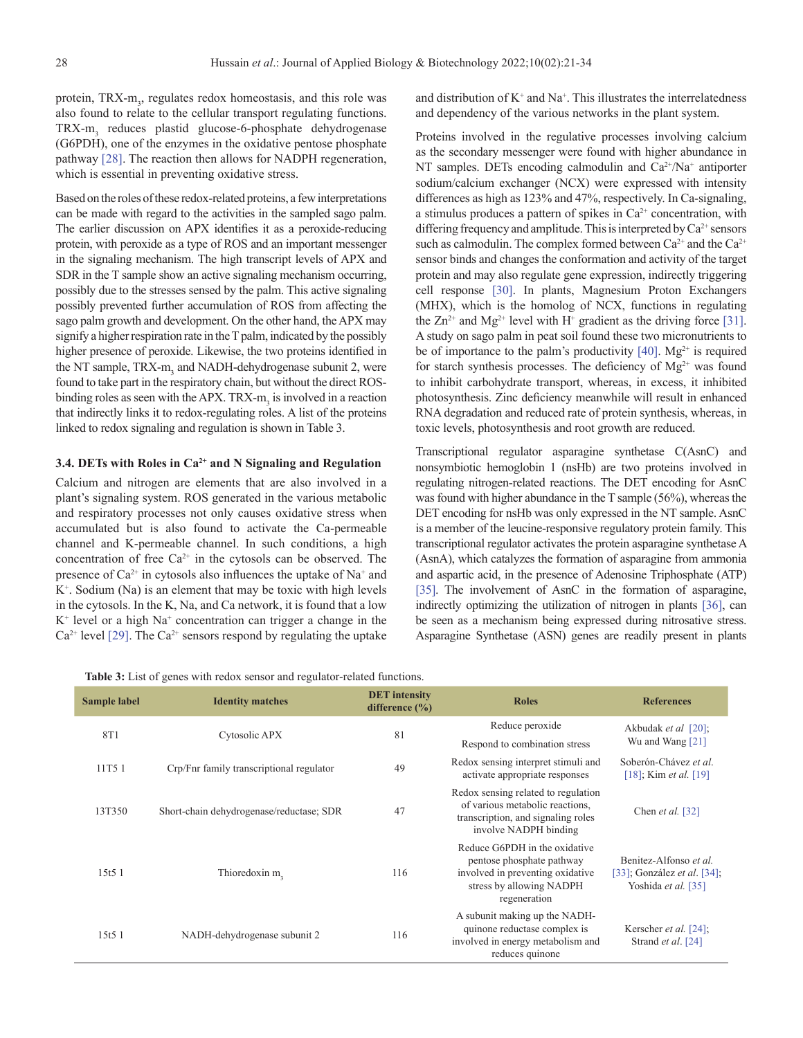protein, TRX-$m_3$, regulates redox homeostasis, and this role was also found to relate to the cellular transport regulating functions. TRX-$m_3$ reduces plastid glucose-6-phosphate dehydrogenase (G6PDH), one of the enzymes in the oxidative pentose phosphate pathway [28]. The reaction then allows for NADPH regeneration, which is essential in preventing oxidative stress.

Based on the roles of these redox-related proteins, a few interpretations can be made with regard to the activities in the sampled sago palm. The earlier discussion on APX identifies it as a peroxide-reducing protein, with peroxide as a type of ROS and an important messenger in the signaling mechanism. The high transcript levels of APX and SDR in the T sample show an active signaling mechanism occurring, possibly due to the stresses sensed by the palm. This active signaling possibly prevented further accumulation of ROS from affecting the sago palm growth and development. On the other hand, the APX may signify a higher respiration rate in the T palm, indicated by the possibly higher presence of peroxide. Likewise, the two proteins identified in the NT sample, TRX-$m_3$ and NADH-dehydrogenase subunit 2, were found to take part in the respiratory chain, but without the direct ROS-binding roles as seen with the APX. TRX-$m_3$ is involved in a reaction that indirectly links it to redox-regulating roles. A list of the proteins linked to redox signaling and regulation is shown in Table 3.

### 3.4. DETs with Roles in $Ca^{2+}$ and N Signaling and Regulation

Calcium and nitrogen are elements that are also involved in a plant's signaling system. ROS generated in the various metabolic and respiratory processes not only causes oxidative stress when accumulated but is also found to activate the Ca-permeable channel and K-permeable channel. In such conditions, a high concentration of free $Ca^{2+}$ in the cytosols can be observed. The presence of $Ca^{2+}$ in cytosols also influences the uptake of $Na^+$ and $K^+$. Sodium (Na) is an element that may be toxic with high levels in the cytosols. In the K, Na, and Ca network, it is found that a low $K^+$ level or a high $Na^+$ concentration can trigger a change in the $Ca^{2+}$ level [29]. The $Ca^{2+}$ sensors respond by regulating the uptake and distribution of $K^+$ and $Na^+$. This illustrates the interrelatedness and dependency of the various networks in the plant system.

Proteins involved in the regulative processes involving calcium as the secondary messenger were found with higher abundance in NT samples. DETs encoding calmodulin and $Ca^{2+}$/$Na^+$ antiporter sodium/calcium exchanger (NCX) were expressed with intensity differences as high as 123% and 47%, respectively. In Ca-signaling, a stimulus produces a pattern of spikes in $Ca^{2+}$ concentration, with differing frequency and amplitude. This is interpreted by $Ca^{2+}$ sensors such as calmodulin. The complex formed between $Ca^{2+}$ and the $Ca^{2+}$ sensor binds and changes the conformation and activity of the target protein and may also regulate gene expression, indirectly triggering cell response [30]. In plants, Magnesium Proton Exchangers (MHX), which is the homolog of NCX, functions in regulating the $Zn^{2+}$ and $Mg^{2+}$ level with $H^+$ gradient as the driving force [31]. A study on sago palm in peat soil found these two micronutrients to be of importance to the palm's productivity [40]. $Mg^{2+}$ is required for starch synthesis processes. The deficiency of $Mg^{2+}$ was found to inhibit carbohydrate transport, whereas, in excess, it inhibited photosynthesis. Zinc deficiency meanwhile will result in enhanced RNA degradation and reduced rate of protein synthesis, whereas, in toxic levels, photosynthesis and root growth are reduced.

Transcriptional regulator asparagine synthetase C(AsnC) and nonsymbiotic hemoglobin 1 (nsHb) are two proteins involved in regulating nitrogen-related reactions. The DET encoding for AsnC was found with higher abundance in the T sample (56%), whereas the DET encoding for nsHb was only expressed in the NT sample. AsnC is a member of the leucine-responsive regulatory protein family. This transcriptional regulator activates the protein asparagine synthetase A (AsnA), which catalyzes the formation of asparagine from ammonia and aspartic acid, in the presence of Adenosine Triphosphate (ATP) [35]. The involvement of AsnC in the formation of asparagine, indirectly optimizing the utilization of nitrogen in plants [36], can be seen as a mechanism being expressed during nitrosative stress. Asparagine Synthetase (ASN) genes are readily present in plants

**Table 3:** List of genes with redox sensor and regulator-related functions.

| Sample label | Identity matches | DET intensity difference (%) | Roles | References |
|---|---|---|---|---|
| 8T1 | Cytosolic APX | 81 | Reduce peroxide<br>Respond to combination stress | Akbudak *et al* [20]; Wu and Wang [21] |
| 11T5 1 | Crp/Fnr family transcriptional regulator | 49 | Redox sensing interpret stimuli and activate appropriate responses | Soberón-Chávez *et al.* [18]; Kim *et al.* [19] |
| 13T350 | Short-chain dehydrogenase/reductase; SDR | 47 | Redox sensing related to regulation of various metabolic reactions, transcription, and signaling roles involve NADPH binding | Chen *et al.* [32] |
| 15t5 1 | Thioredoxin $m_3$ | 116 | Reduce G6PDH in the oxidative pentose phosphate pathway involved in preventing oxidative stress by allowing NADPH regeneration | Benitez-Alfonso *et al.* [33]; González *et al.* [34]; Yoshida *et al.* [35] |
| 15t5 1 | NADH-dehydrogenase subunit 2 | 116 | A subunit making up the NADH-quinone reductase complex is involved in energy metabolism and reduces quinone | Kerscher *et al.* [24]; Strand *et al.* [24] |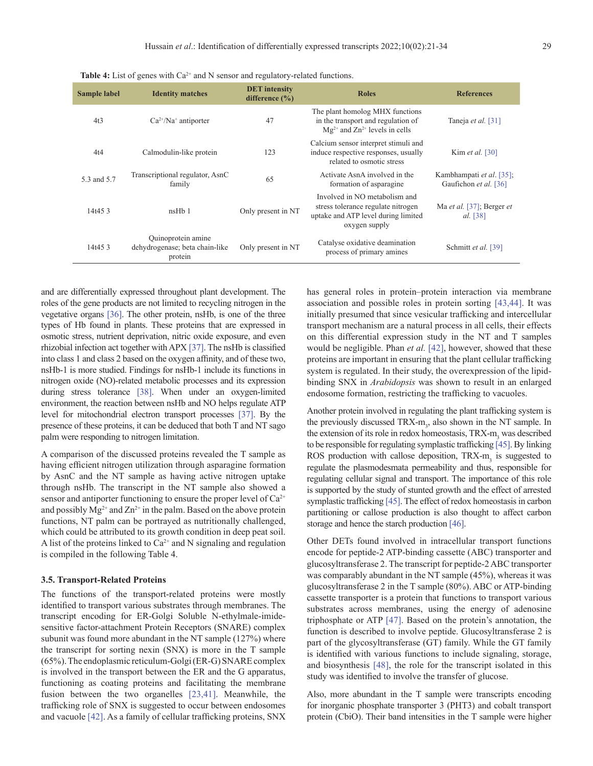**Table 4:** List of genes with $Ca^{2+}$ and N sensor and regulatory-related functions.

| Sample label | Identity matches | DET intensity difference (%) | Roles | References |
|---|---|---|---|---|
| 4t3 | $Ca^{2+}/Na^{+}$ antiporter | 47 | The plant homolog MHX functions in the transport and regulation of $Mg^{2+}$ and $Zn^{2+}$ levels in cells | Taneja *et al.* [31] |
| 4t4 | Calmodulin-like protein | 123 | Calcium sensor interpret stimuli and induce respective responses, usually related to osmotic stress | Kim *et al.* [30] |
| 5.3 and 5.7 | Transcriptional regulator, AsnC family | 65 | Activate AsnA involved in the formation of asparagine | Kambhampati *et al.* [35]; Gaufichon *et al.* [36] |
| 14t45 3 | nsHb 1 | Only present in NT | Involved in NO metabolism and stress tolerance regulate nitrogen uptake and ATP level during limited oxygen supply | Ma *et al.* [37]; Berger *et al.* [38] |
| 14t45 3 | Quinoprotein amine dehydrogenase; beta chain-like protein | Only present in NT | Catalyse oxidative deamination process of primary amines | Schmitt *et al.* [39] |

and are differentially expressed throughout plant development. The roles of the gene products are not limited to recycling nitrogen in the vegetative organs [36]. The other protein, nsHb, is one of the three types of Hb found in plants. These proteins that are expressed in osmotic stress, nutrient deprivation, nitric oxide exposure, and even rhizobial infection act together with APX [37]. The nsHb is classified into class 1 and class 2 based on the oxygen affinity, and of these two, nsHb-1 is more studied. Findings for nsHb-1 include its functions in nitrogen oxide (NO)-related metabolic processes and its expression during stress tolerance [38]. When under an oxygen-limited environment, the reaction between nsHb and NO helps regulate ATP level for mitochondrial electron transport processes [37]. By the presence of these proteins, it can be deduced that both T and NT sago palm were responding to nitrogen limitation.

A comparison of the discussed proteins revealed the T sample as having efficient nitrogen utilization through asparagine formation by AsnC and the NT sample as having active nitrogen uptake through nsHb. The transcript in the NT sample also showed a sensor and antiporter functioning to ensure the proper level of $Ca^{2+}$ and possibly $Mg^{2+}$ and $Zn^{2+}$ in the palm. Based on the above protein functions, NT palm can be portrayed as nutritionally challenged, which could be attributed to its growth condition in deep peat soil. A list of the proteins linked to $Ca^{2+}$ and N signaling and regulation is compiled in the following Table 4.

### 3.5. Transport-Related Proteins

The functions of the transport-related proteins were mostly identified to transport various substrates through membranes. The transcript encoding for ER-Golgi Soluble N-ethylmale-imide-sensitive factor-attachment Protein Receptors (SNARE) complex subunit was found more abundant in the NT sample (127%) where the transcript for sorting nexin (SNX) is more in the T sample (65%). The endoplasmic reticulum-Golgi (ER-G) SNARE complex is involved in the transport between the ER and the G apparatus, functioning as coating proteins and facilitating the membrane fusion between the two organelles [23,41]. Meanwhile, the trafficking role of SNX is suggested to occur between endosomes and vacuole [42]. As a family of cellular trafficking proteins, SNX has general roles in protein–protein interaction via membrane association and possible roles in protein sorting [43,44]. It was initially presumed that since vesicular trafficking and intercellular transport mechanism are a natural process in all cells, their effects on this differential expression study in the NT and T samples would be negligible. Phan *et al.* [42], however, showed that these proteins are important in ensuring that the plant cellular trafficking system is regulated. In their study, the overexpression of the lipid-binding SNX in *Arabidopsis* was shown to result in an enlarged endosome formation, restricting the trafficking to vacuoles.

Another protein involved in regulating the plant trafficking system is the previously discussed TRX-$m_3$, also shown in the NT sample. In the extension of its role in redox homeostasis, TRX-$m_3$ was described to be responsible for regulating symplastic trafficking [45]. By linking ROS production with callose deposition, TRX-$m_3$ is suggested to regulate the plasmodesmata permeability and thus, responsible for regulating cellular signal and transport. The importance of this role is supported by the study of stunted growth and the effect of arrested symplastic trafficking [45]. The effect of redox homeostasis in carbon partitioning or callose production is also thought to affect carbon storage and hence the starch production [46].

Other DETs found involved in intracellular transport functions encode for peptide-2 ATP-binding cassette (ABC) transporter and glucosyltransferase 2. The transcript for peptide-2 ABC transporter was comparably abundant in the NT sample (45%), whereas it was glucosyltransferase 2 in the T sample (80%). ABC or ATP-binding cassette transporter is a protein that functions to transport various substrates across membranes, using the energy of adenosine triphosphate or ATP [47]. Based on the protein's annotation, the function is described to involve peptide. Glucosyltransferase 2 is part of the glycosyltransferase (GT) family. While the GT family is identified with various functions to include signaling, storage, and biosynthesis [48], the role for the transcript isolated in this study was identified to involve the transfer of glucose.

Also, more abundant in the T sample were transcripts encoding for inorganic phosphate transporter 3 (PHT3) and cobalt transport protein (CbiO). Their band intensities in the T sample were higher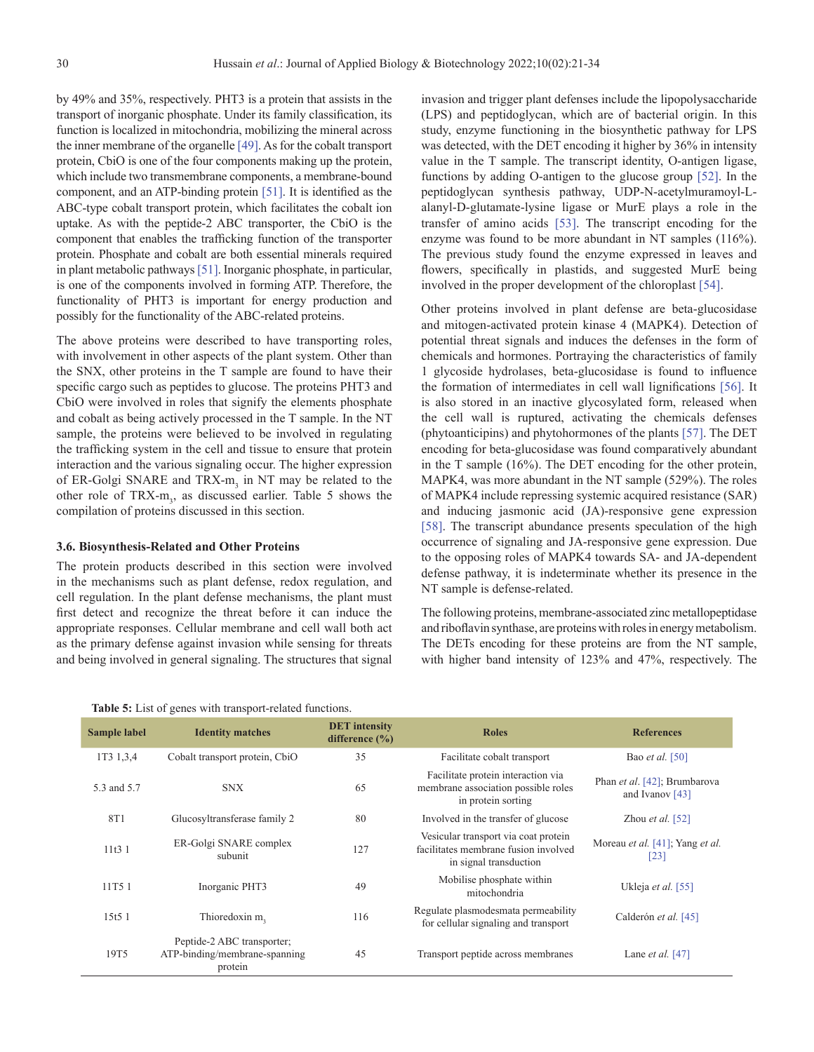by 49% and 35%, respectively. PHT3 is a protein that assists in the transport of inorganic phosphate. Under its family classification, its function is localized in mitochondria, mobilizing the mineral across the inner membrane of the organelle [49]. As for the cobalt transport protein, CbiO is one of the four components making up the protein, which include two transmembrane components, a membrane-bound component, and an ATP-binding protein [51]. It is identified as the ABC-type cobalt transport protein, which facilitates the cobalt ion uptake. As with the peptide-2 ABC transporter, the CbiO is the component that enables the trafficking function of the transporter protein. Phosphate and cobalt are both essential minerals required in plant metabolic pathways [51]. Inorganic phosphate, in particular, is one of the components involved in forming ATP. Therefore, the functionality of PHT3 is important for energy production and possibly for the functionality of the ABC-related proteins.

The above proteins were described to have transporting roles, with involvement in other aspects of the plant system. Other than the SNX, other proteins in the T sample are found to have their specific cargo such as peptides to glucose. The proteins PHT3 and CbiO were involved in roles that signify the elements phosphate and cobalt as being actively processed in the T sample. In the NT sample, the proteins were believed to be involved in regulating the trafficking system in the cell and tissue to ensure that protein interaction and the various signaling occur. The higher expression of ER-Golgi SNARE and TRX-$m_3$ in NT may be related to the other role of TRX-$m_3$, as discussed earlier. Table 5 shows the compilation of proteins discussed in this section.

### 3.6. Biosynthesis-Related and Other Proteins

The protein products described in this section were involved in the mechanisms such as plant defense, redox regulation, and cell regulation. In the plant defense mechanisms, the plant must first detect and recognize the threat before it can induce the appropriate responses. Cellular membrane and cell wall both act as the primary defense against invasion while sensing for threats and being involved in general signaling. The structures that signal invasion and trigger plant defenses include the lipopolysaccharide (LPS) and peptidoglycan, which are of bacterial origin. In this study, enzyme functioning in the biosynthetic pathway for LPS was detected, with the DET encoding it higher by 36% in intensity value in the T sample. The transcript identity, O-antigen ligase, functions by adding O-antigen to the glucose group [52]. In the peptidoglycan synthesis pathway, UDP-N-acetylmuramoyl-L-alanyl-D-glutamate-lysine ligase or MurE plays a role in the transfer of amino acids [53]. The transcript encoding for the enzyme was found to be more abundant in NT samples (116%). The previous study found the enzyme expressed in leaves and flowers, specifically in plastids, and suggested MurE being involved in the proper development of the chloroplast [54].

Other proteins involved in plant defense are beta-glucosidase and mitogen-activated protein kinase 4 (MAPK4). Detection of potential threat signals and induces the defenses in the form of chemicals and hormones. Portraying the characteristics of family 1 glycoside hydrolases, beta-glucosidase is found to influence the formation of intermediates in cell wall lignifications [56]. It is also stored in an inactive glycosylated form, released when the cell wall is ruptured, activating the chemicals defenses (phytoanticipins) and phytohormones of the plants [57]. The DET encoding for beta-glucosidase was found comparatively abundant in the T sample (16%). The DET encoding for the other protein, MAPK4, was more abundant in the NT sample (529%). The roles of MAPK4 include repressing systemic acquired resistance (SAR) and inducing jasmonic acid (JA)-responsive gene expression [58]. The transcript abundance presents speculation of the high occurrence of signaling and JA-responsive gene expression. Due to the opposing roles of MAPK4 towards SA- and JA-dependent defense pathway, it is indeterminate whether its presence in the NT sample is defense-related.

The following proteins, membrane-associated zinc metallopeptidase and riboflavin synthase, are proteins with roles in energy metabolism. The DETs encoding for these proteins are from the NT sample, with higher band intensity of 123% and 47%, respectively. The

**Table 5:** List of genes with transport-related functions.

| Sample label | Identity matches | DET intensity difference (%) | Roles | References |
|---|---|---|---|---|
| 1T3 1,3,4 | Cobalt transport protein, CbiO | 35 | Facilitate cobalt transport | Bao *et al.* [50] |
| 5.3 and 5.7 | SNX | 65 | Facilitate protein interaction via membrane association possible roles in protein sorting | Phan *et al.* [42]; Brumbarova and Ivanov [43] |
| 8T1 | Glucosyltransferase family 2 | 80 | Involved in the transfer of glucose | Zhou *et al.* [52] |
| 11t3 1 | ER-Golgi SNARE complex subunit | 127 | Vesicular transport via coat protein facilitates membrane fusion involved in signal transduction | Moreau *et al.* [41]; Yang *et al.* [23] |
| 11T5 1 | Inorganic PHT3 | 49 | Mobilise phosphate within mitochondria | Ukleja *et al.* [55] |
| 15t5 1 | Thioredoxin $m_3$ | 116 | Regulate plasmodesmata permeability for cellular signaling and transport | Calderón *et al.* [45] |
| 19T5 | Peptide-2 ABC transporter; ATP-binding/membrane-spanning protein | 45 | Transport peptide across membranes | Lane *et al.* [47] |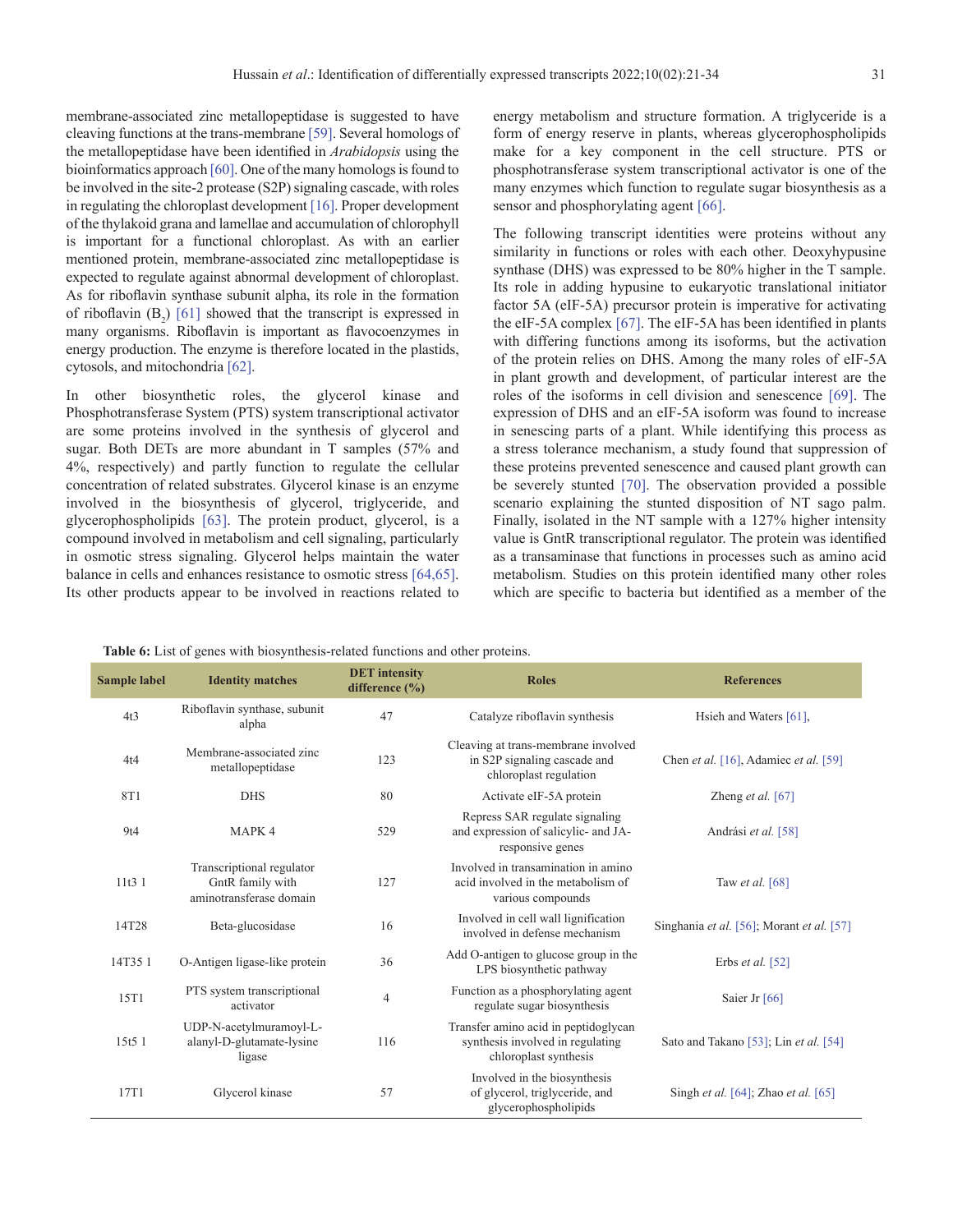membrane-associated zinc metallopeptidase is suggested to have cleaving functions at the trans-membrane [59]. Several homologs of the metallopeptidase have been identified in *Arabidopsis* using the bioinformatics approach [60]. One of the many homologs is found to be involved in the site-2 protease (S2P) signaling cascade, with roles in regulating the chloroplast development [16]. Proper development of the thylakoid grana and lamellae and accumulation of chlorophyll is important for a functional chloroplast. As with an earlier mentioned protein, membrane-associated zinc metallopeptidase is expected to regulate against abnormal development of chloroplast. As for riboflavin synthase subunit alpha, its role in the formation of riboflavin ($B_2$) [61] showed that the transcript is expressed in many organisms. Riboflavin is important as flavocoenzymes in energy production. The enzyme is therefore located in the plastids, cytosols, and mitochondria [62].

In other biosynthetic roles, the glycerol kinase and Phosphotransferase System (PTS) system transcriptional activator are some proteins involved in the synthesis of glycerol and sugar. Both DETs are more abundant in T samples (57% and 4%, respectively) and partly function to regulate the cellular concentration of related substrates. Glycerol kinase is an enzyme involved in the biosynthesis of glycerol, triglyceride, and glycerophospholipids [63]. The protein product, glycerol, is a compound involved in metabolism and cell signaling, particularly in osmotic stress signaling. Glycerol helps maintain the water balance in cells and enhances resistance to osmotic stress [64,65]. Its other products appear to be involved in reactions related to energy metabolism and structure formation. A triglyceride is a form of energy reserve in plants, whereas glycerophospholipids make for a key component in the cell structure. PTS or phosphotransferase system transcriptional activator is one of the many enzymes which function to regulate sugar biosynthesis as a sensor and phosphorylating agent [66].

The following transcript identities were proteins without any similarity in functions or roles with each other. Deoxyhypusine synthase (DHS) was expressed to be 80% higher in the T sample. Its role in adding hypusine to eukaryotic translational initiator factor 5A (eIF-5A) precursor protein is imperative for activating the eIF-5A complex [67]. The eIF-5A has been identified in plants with differing functions among its isoforms, but the activation of the protein relies on DHS. Among the many roles of eIF-5A in plant growth and development, of particular interest are the roles of the isoforms in cell division and senescence [69]. The expression of DHS and an eIF-5A isoform was found to increase in senescing parts of a plant. While identifying this process as a stress tolerance mechanism, a study found that suppression of these proteins prevented senescence and caused plant growth can be severely stunted [70]. The observation provided a possible scenario explaining the stunted disposition of NT sago palm. Finally, isolated in the NT sample with a 127% higher intensity value is GntR transcriptional regulator. The protein was identified as a transaminase that functions in processes such as amino acid metabolism. Studies on this protein identified many other roles which are specific to bacteria but identified as a member of the

**Table 6:** List of genes with biosynthesis-related functions and other proteins.

| Sample label | Identity matches | DET intensity difference (%) | Roles | References |
|---|---|---|---|---|
| 4t3 | Riboflavin synthase, subunit alpha | 47 | Catalyze riboflavin synthesis | Hsieh and Waters [61], |
| 4t4 | Membrane-associated zinc metallopeptidase | 123 | Cleaving at trans-membrane involved in S2P signaling cascade and chloroplast regulation | Chen *et al.* [16], Adamiec *et al.* [59] |
| 8T1 | DHS | 80 | Activate eIF-5A protein | Zheng *et al.* [67] |
| 9t4 | MAPK 4 | 529 | Repress SAR regulate signaling and expression of salicylic- and JA-responsive genes | Andrási *et al.* [58] |
| 11t3 1 | Transcriptional regulator GntR family with aminotransferase domain | 127 | Involved in transamination in amino acid involved in the metabolism of various compounds | Taw *et al.* [68] |
| 14T28 | Beta-glucosidase | 16 | Involved in cell wall lignification involved in defense mechanism | Singhania *et al.* [56]; Morant *et al.* [57] |
| 14T35 1 | O-Antigen ligase-like protein | 36 | Add O-antigen to glucose group in the LPS biosynthetic pathway | Erbs *et al.* [52] |
| 15T1 | PTS system transcriptional activator | 4 | Function as a phosphorylating agent regulate sugar biosynthesis | Saier Jr [66] |
| 15t5 1 | UDP-N-acetylmuramoyl-L-alanyl-D-glutamate-lysine ligase | 116 | Transfer amino acid in peptidoglycan synthesis involved in regulating chloroplast synthesis | Sato and Takano [53]; Lin *et al.* [54] |
| 17T1 | Glycerol kinase | 57 | Involved in the biosynthesis of glycerol, triglyceride, and glycerophospholipids | Singh *et al.* [64]; Zhao *et al.* [65] |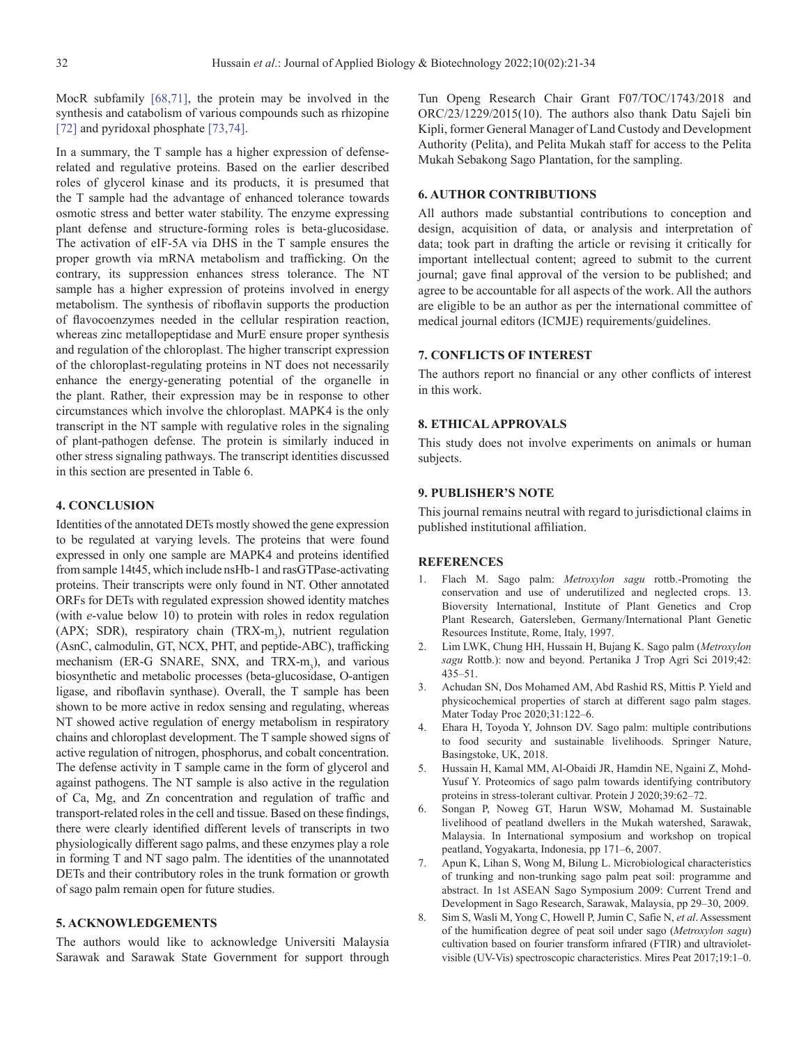MocR subfamily [68,71], the protein may be involved in the synthesis and catabolism of various compounds such as rhizopine [72] and pyridoxal phosphate [73,74].

In a summary, the T sample has a higher expression of defense-related and regulative proteins. Based on the earlier described roles of glycerol kinase and its products, it is presumed that the T sample had the advantage of enhanced tolerance towards osmotic stress and better water stability. The enzyme expressing plant defense and structure-forming roles is beta-glucosidase. The activation of eIF-5A via DHS in the T sample ensures the proper growth via mRNA metabolism and trafficking. On the contrary, its suppression enhances stress tolerance. The NT sample has a higher expression of proteins involved in energy metabolism. The synthesis of riboflavin supports the production of flavocoenzymes needed in the cellular respiration reaction, whereas zinc metallopeptidase and MurE ensure proper synthesis and regulation of the chloroplast. The higher transcript expression of the chloroplast-regulating proteins in NT does not necessarily enhance the energy-generating potential of the organelle in the plant. Rather, their expression may be in response to other circumstances which involve the chloroplast. MAPK4 is the only transcript in the NT sample with regulative roles in the signaling of plant-pathogen defense. The protein is similarly induced in other stress signaling pathways. The transcript identities discussed in this section are presented in Table 6.

## 4. CONCLUSION

Identities of the annotated DETs mostly showed the gene expression to be regulated at varying levels. The proteins that were found expressed in only one sample are MAPK4 and proteins identified from sample 14t45, which include nsHb-1 and rasGTPase-activating proteins. Their transcripts were only found in NT. Other annotated ORFs for DETs with regulated expression showed identity matches (with *e*-value below 10) to protein with roles in redox regulation (APX; SDR), respiratory chain (TRX-m$_3$), nutrient regulation (AsnC, calmodulin, GT, NCX, PHT, and peptide-ABC), trafficking mechanism (ER-G SNARE, SNX, and TRX-m$_3$), and various biosynthetic and metabolic processes (beta-glucosidase, O-antigen ligase, and riboflavin synthase). Overall, the T sample has been shown to be more active in redox sensing and regulating, whereas NT showed active regulation of energy metabolism in respiratory chains and chloroplast development. The T sample showed signs of active regulation of nitrogen, phosphorus, and cobalt concentration. The defense activity in T sample came in the form of glycerol and against pathogens. The NT sample is also active in the regulation of Ca, Mg, and Zn concentration and regulation of traffic and transport-related roles in the cell and tissue. Based on these findings, there were clearly identified different levels of transcripts in two physiologically different sago palms, and these enzymes play a role in forming T and NT sago palm. The identities of the unannotated DETs and their contributory roles in the trunk formation or growth of sago palm remain open for future studies.

## 5. ACKNOWLEDGEMENTS

The authors would like to acknowledge Universiti Malaysia Sarawak and Sarawak State Government for support through Tun Openg Research Chair Grant F07/TOC/1743/2018 and ORC/23/1229/2015(10). The authors also thank Datu Sajeli bin Kipli, former General Manager of Land Custody and Development Authority (Pelita), and Pelita Mukah staff for access to the Pelita Mukah Sebakong Sago Plantation, for the sampling.

## 6. AUTHOR CONTRIBUTIONS

All authors made substantial contributions to conception and design, acquisition of data, or analysis and interpretation of data; took part in drafting the article or revising it critically for important intellectual content; agreed to submit to the current journal; gave final approval of the version to be published; and agree to be accountable for all aspects of the work. All the authors are eligible to be an author as per the international committee of medical journal editors (ICMJE) requirements/guidelines.

## 7. CONFLICTS OF INTEREST

The authors report no financial or any other conflicts of interest in this work.

## 8. ETHICAL APPROVALS

This study does not involve experiments on animals or human subjects.

## 9. PUBLISHER'S NOTE

This journal remains neutral with regard to jurisdictional claims in published institutional affiliation.

## REFERENCES

1. Flach M. Sago palm: *Metroxylon sagu* rottb.-Promoting the conservation and use of underutilized and neglected crops. 13. Bioversity International, Institute of Plant Genetics and Crop Plant Research, Gatersleben, Germany/International Plant Genetic Resources Institute, Rome, Italy, 1997.
2. Lim LWK, Chung HH, Hussain H, Bujang K. Sago palm (*Metroxylon sagu* Rottb.): now and beyond. Pertanika J Trop Agri Sci 2019;42: 435–51.
3. Achudan SN, Dos Mohamed AM, Abd Rashid RS, Mittis P. Yield and physicochemical properties of starch at different sago palm stages. Mater Today Proc 2020;31:122–6.
4. Ehara H, Toyoda Y, Johnson DV. Sago palm: multiple contributions to food security and sustainable livelihoods. Springer Nature, Basingstoke, UK, 2018.
5. Hussain H, Kamal MM, Al-Obaidi JR, Hamdin NE, Ngaini Z, Mohd-Yusuf Y. Proteomics of sago palm towards identifying contributory proteins in stress-tolerant cultivar. Protein J 2020;39:62–72.
6. Songan P, Noweg GT, Harun WSW, Mohamad M. Sustainable livelihood of peatland dwellers in the Mukah watershed, Sarawak, Malaysia. In International symposium and workshop on tropical peatland, Yogyakarta, Indonesia, pp 171–6, 2007.
7. Apun K, Lihan S, Wong M, Bilung L. Microbiological characteristics of trunking and non-trunking sago palm peat soil: programme and abstract. In 1st ASEAN Sago Symposium 2009: Current Trend and Development in Sago Research, Sarawak, Malaysia, pp 29–30, 2009.
8. Sim S, Wasli M, Yong C, Howell P, Jumin C, Safie N, *et al*. Assessment of the humification degree of peat soil under sago (*Metroxylon sagu*) cultivation based on fourier transform infrared (FTIR) and ultraviolet-visible (UV-Vis) spectroscopic characteristics. Mires Peat 2017;19:1–0.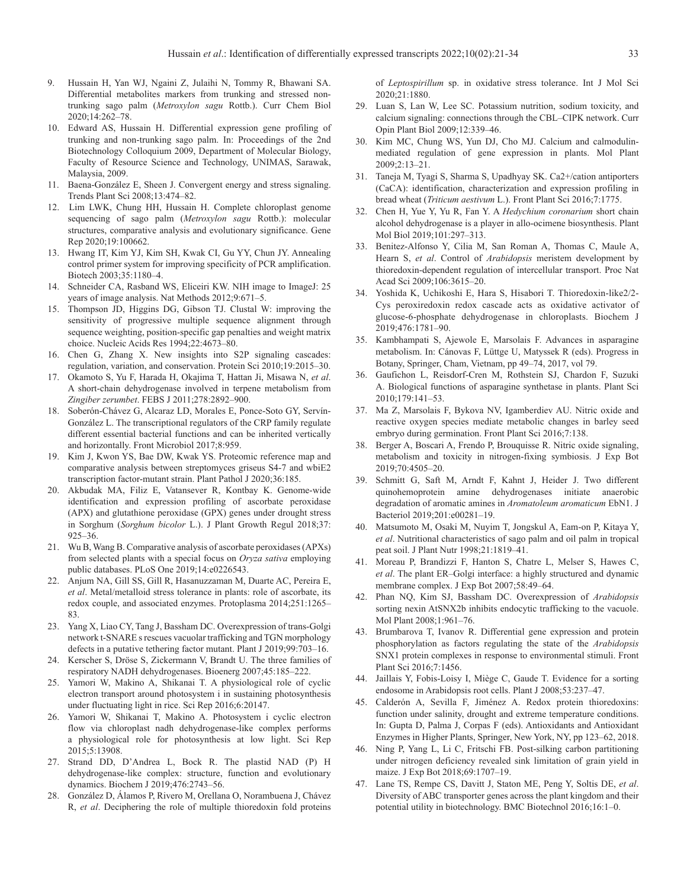9. Hussain H, Yan WJ, Ngaini Z, Julaihi N, Tommy R, Bhawani SA. Differential metabolites markers from trunking and stressed non-trunking sago palm (*Metroxylon sagu* Rottb.). Curr Chem Biol 2020;14:262–78.
10. Edward AS, Hussain H. Differential expression gene profiling of trunking and non-trunking sago palm. In: Proceedings of the 2nd Biotechnology Colloquium 2009, Department of Molecular Biology, Faculty of Resource Science and Technology, UNIMAS, Sarawak, Malaysia, 2009.
11. Baena-González E, Sheen J. Convergent energy and stress signaling. Trends Plant Sci 2008;13:474–82.
12. Lim LWK, Chung HH, Hussain H. Complete chloroplast genome sequencing of sago palm (*Metroxylon sagu* Rottb.): molecular structures, comparative analysis and evolutionary significance. Gene Rep 2020;19:100662.
13. Hwang IT, Kim YJ, Kim SH, Kwak CI, Gu YY, Chun JY. Annealing control primer system for improving specificity of PCR amplification. Biotech 2003;35:1180–4.
14. Schneider CA, Rasband WS, Eliceiri KW. NIH image to ImageJ: 25 years of image analysis. Nat Methods 2012;9:671–5.
15. Thompson JD, Higgins DG, Gibson TJ. Clustal W: improving the sensitivity of progressive multiple sequence alignment through sequence weighting, position-specific gap penalties and weight matrix choice. Nucleic Acids Res 1994;22:4673–80.
16. Chen G, Zhang X. New insights into S2P signaling cascades: regulation, variation, and conservation. Protein Sci 2010;19:2015–30.
17. Okamoto S, Yu F, Harada H, Okajima T, Hattan Ji, Misawa N, *et al*. A short-chain dehydrogenase involved in terpene metabolism from *Zingiber zerumbet*. FEBS J 2011;278:2892–900.
18. Soberón-Chávez G, Alcaraz LD, Morales E, Ponce-Soto GY, Servín-González L. The transcriptional regulators of the CRP family regulate different essential bacterial functions and can be inherited vertically and horizontally. Front Microbiol 2017;8:959.
19. Kim J, Kwon YS, Bae DW, Kwak YS. Proteomic reference map and comparative analysis between streptomyces griseus S4-7 and wbiE2 transcription factor-mutant strain. Plant Pathol J 2020;36:185.
20. Akbudak MA, Filiz E, Vatansever R, Kontbay K. Genome-wide identification and expression profiling of ascorbate peroxidase (APX) and glutathione peroxidase (GPX) genes under drought stress in Sorghum (*Sorghum bicolor* L.). J Plant Growth Regul 2018;37: 925–36.
21. Wu B, Wang B. Comparative analysis of ascorbate peroxidases (APXs) from selected plants with a special focus on *Oryza sativa* employing public databases. PLoS One 2019;14:e0226543.
22. Anjum NA, Gill SS, Gill R, Hasanuzzaman M, Duarte AC, Pereira E, *et al*. Metal/metalloid stress tolerance in plants: role of ascorbate, its redox couple, and associated enzymes. Protoplasma 2014;251:1265–83.
23. Yang X, Liao CY, Tang J, Bassham DC. Overexpression of trans-Golgi network t-SNARE s rescues vacuolar trafficking and TGN morphology defects in a putative tethering factor mutant. Plant J 2019;99:703–16.
24. Kerscher S, Dröse S, Zickermann V, Brandt U. The three families of respiratory NADH dehydrogenases. Bioenerg 2007;45:185–222.
25. Yamori W, Makino A, Shikanai T. A physiological role of cyclic electron transport around photosystem i in sustaining photosynthesis under fluctuating light in rice. Sci Rep 2016;6:20147.
26. Yamori W, Shikanai T, Makino A. Photosystem i cyclic electron flow via chloroplast nadh dehydrogenase-like complex performs a physiological role for photosynthesis at low light. Sci Rep 2015;5:13908.
27. Strand DD, D'Andrea L, Bock R. The plastid NAD (P) H dehydrogenase-like complex: structure, function and evolutionary dynamics. Biochem J 2019;476:2743–56.
28. González D, Álamos P, Rivero M, Orellana O, Norambuena J, Chávez R, *et al*. Deciphering the role of multiple thioredoxin fold proteins of *Leptospirillum* sp. in oxidative stress tolerance. Int J Mol Sci 2020;21:1880.
29. Luan S, Lan W, Lee SC. Potassium nutrition, sodium toxicity, and calcium signaling: connections through the CBL–CIPK network. Curr Opin Plant Biol 2009;12:339–46.
30. Kim MC, Chung WS, Yun DJ, Cho MJ. Calcium and calmodulin-mediated regulation of gene expression in plants. Mol Plant 2009;2:13–21.
31. Taneja M, Tyagi S, Sharma S, Upadhyay SK. Ca2+/cation antiporters (CaCA): identification, characterization and expression profiling in bread wheat (*Triticum aestivum* L.). Front Plant Sci 2016;7:1775.
32. Chen H, Yue Y, Yu R, Fan Y. A *Hedychium coronarium* short chain alcohol dehydrogenase is a player in allo-ocimene biosynthesis. Plant Mol Biol 2019;101:297–313.
33. Benitez-Alfonso Y, Cilia M, San Roman A, Thomas C, Maule A, Hearn S, *et al*. Control of *Arabidopsis* meristem development by thioredoxin-dependent regulation of intercellular transport. Proc Nat Acad Sci 2009;106:3615–20.
34. Yoshida K, Uchikoshi E, Hara S, Hisabori T. Thioredoxin-like2/2-Cys peroxiredoxin redox cascade acts as oxidative activator of glucose-6-phosphate dehydrogenase in chloroplasts. Biochem J 2019;476:1781–90.
35. Kambhampati S, Ajewole E, Marsolais F. Advances in asparagine metabolism. In: Cánovas F, Lüttge U, Matyssek R (eds). Progress in Botany, Springer, Cham, Vietnam, pp 49–74, 2017, vol 79.
36. Gaufichon L, Reisdorf-Cren M, Rothstein SJ, Chardon F, Suzuki A. Biological functions of asparagine synthetase in plants. Plant Sci 2010;179:141–53.
37. Ma Z, Marsolais F, Bykova NV, Igamberdiev AU. Nitric oxide and reactive oxygen species mediate metabolic changes in barley seed embryo during germination. Front Plant Sci 2016;7:138.
38. Berger A, Boscari A, Frendo P, Brouquisse R. Nitric oxide signaling, metabolism and toxicity in nitrogen-fixing symbiosis. J Exp Bot 2019;70:4505–20.
39. Schmitt G, Saft M, Arndt F, Kahnt J, Heider J. Two different quinohemoprotein amine dehydrogenases initiate anaerobic degradation of aromatic amines in *Aromatoleum aromaticum* EbN1. J Bacteriol 2019;201:e00281–19.
40. Matsumoto M, Osaki M, Nuyim T, Jongskul A, Eam-on P, Kitaya Y, *et al*. Nutritional characteristics of sago palm and oil palm in tropical peat soil. J Plant Nutr 1998;21:1819–41.
41. Moreau P, Brandizzi F, Hanton S, Chatre L, Melser S, Hawes C, *et al*. The plant ER–Golgi interface: a highly structured and dynamic membrane complex. J Exp Bot 2007;58:49–64.
42. Phan NQ, Kim SJ, Bassham DC. Overexpression of *Arabidopsis* sorting nexin AtSNX2b inhibits endocytic trafficking to the vacuole. Mol Plant 2008;1:961–76.
43. Brumbarova T, Ivanov R. Differential gene expression and protein phosphorylation as factors regulating the state of the *Arabidopsis* SNX1 protein complexes in response to environmental stimuli. Front Plant Sci 2016;7:1456.
44. Jaillais Y, Fobis-Loisy I, Miège C, Gaude T. Evidence for a sorting endosome in Arabidopsis root cells. Plant J 2008;53:237–47.
45. Calderón A, Sevilla F, Jiménez A. Redox protein thioredoxins: function under salinity, drought and extreme temperature conditions. In: Gupta D, Palma J, Corpas F (eds). Antioxidants and Antioxidant Enzymes in Higher Plants, Springer, New York, NY, pp 123–62, 2018.
46. Ning P, Yang L, Li C, Fritschi FB. Post-silking carbon partitioning under nitrogen deficiency revealed sink limitation of grain yield in maize. J Exp Bot 2018;69:1707–19.
47. Lane TS, Rempe CS, Davitt J, Staton ME, Peng Y, Soltis DE, *et al*. Diversity of ABC transporter genes across the plant kingdom and their potential utility in biotechnology. BMC Biotechnol 2016;16:1–0.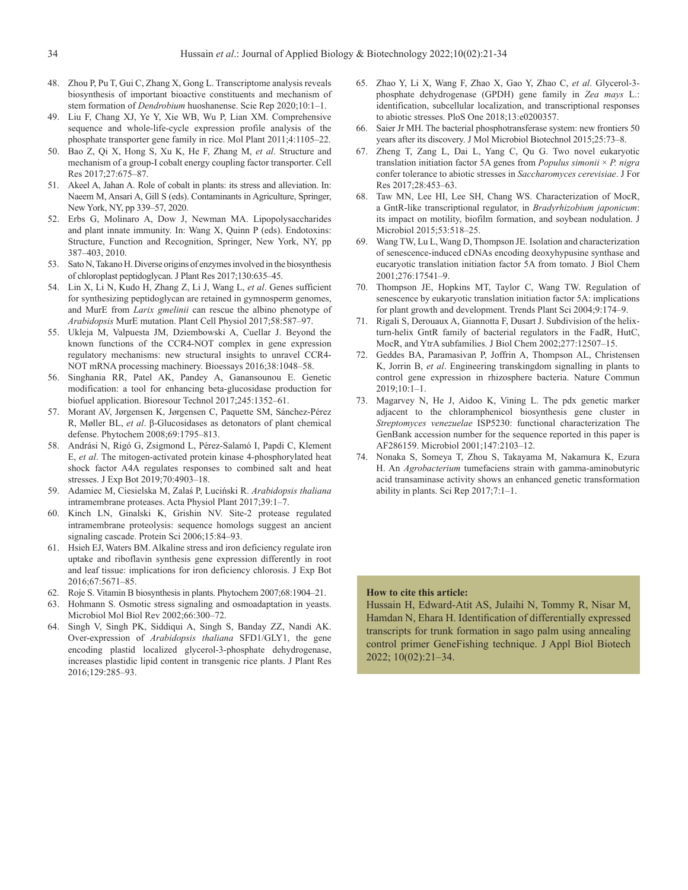48. Zhou P, Pu T, Gui C, Zhang X, Gong L. Transcriptome analysis reveals biosynthesis of important bioactive constituents and mechanism of stem formation of *Dendrobium* huoshanense. Scie Rep 2020;10:1–1.
49. Liu F, Chang XJ, Ye Y, Xie WB, Wu P, Lian XM. Comprehensive sequence and whole-life-cycle expression profile analysis of the phosphate transporter gene family in rice. Mol Plant 2011;4:1105–22.
50. Bao Z, Qi X, Hong S, Xu K, He F, Zhang M, *et al*. Structure and mechanism of a group-I cobalt energy coupling factor transporter. Cell Res 2017;27:675–87.
51. Akeel A, Jahan A. Role of cobalt in plants: its stress and alleviation. In: Naeem M, Ansari A, Gill S (eds). Contaminants in Agriculture, Springer, New York, NY, pp 339–57, 2020.
52. Erbs G, Molinaro A, Dow J, Newman MA. Lipopolysaccharides and plant innate immunity. In: Wang X, Quinn P (eds). Endotoxins: Structure, Function and Recognition, Springer, New York, NY, pp 387–403, 2010.
53. Sato N, Takano H. Diverse origins of enzymes involved in the biosynthesis of chloroplast peptidoglycan. J Plant Res 2017;130:635–45.
54. Lin X, Li N, Kudo H, Zhang Z, Li J, Wang L, *et al*. Genes sufficient for synthesizing peptidoglycan are retained in gymnosperm genomes, and MurE from *Larix gmelinii* can rescue the albino phenotype of *Arabidopsis* MurE mutation. Plant Cell Physiol 2017;58:587–97.
55. Ukleja M, Valpuesta JM, Dziembowski A, Cuellar J. Beyond the known functions of the CCR4-NOT complex in gene expression regulatory mechanisms: new structural insights to unravel CCR4-NOT mRNA processing machinery. Bioessays 2016;38:1048–58.
56. Singhania RR, Patel AK, Pandey A, Ganansounou E. Genetic modification: a tool for enhancing beta-glucosidase production for biofuel application. Bioresour Technol 2017;245:1352–61.
57. Morant AV, Jørgensen K, Jørgensen C, Paquette SM, Sánchez-Pérez R, Møller BL, *et al*. β-Glucosidases as detonators of plant chemical defense. Phytochem 2008;69:1795–813.
58. Andrási N, Rigó G, Zsigmond L, Pérez-Salamó I, Papdi C, Klement E, *et al*. The mitogen-activated protein kinase 4-phosphorylated heat shock factor A4A regulates responses to combined salt and heat stresses. J Exp Bot 2019;70:4903–18.
59. Adamiec M, Ciesielska M, Zalaś P, Luciński R. *Arabidopsis thaliana* intramembrane proteases. Acta Physiol Plant 2017;39:1–7.
60. Kinch LN, Ginalski K, Grishin NV. Site-2 protease regulated intramembrane proteolysis: sequence homologs suggest an ancient signaling cascade. Protein Sci 2006;15:84–93.
61. Hsieh EJ, Waters BM. Alkaline stress and iron deficiency regulate iron uptake and riboflavin synthesis gene expression differently in root and leaf tissue: implications for iron deficiency chlorosis. J Exp Bot 2016;67:5671–85.
62. Roje S. Vitamin B biosynthesis in plants. Phytochem 2007;68:1904–21.
63. Hohmann S. Osmotic stress signaling and osmoadaptation in yeasts. Microbiol Mol Biol Rev 2002;66:300–72.
64. Singh V, Singh PK, Siddiqui A, Singh S, Banday ZZ, Nandi AK. Over-expression of *Arabidopsis thaliana* SFD1/GLY1, the gene encoding plastid localized glycerol-3-phosphate dehydrogenase, increases plastidic lipid content in transgenic rice plants. J Plant Res 2016;129:285–93.
65. Zhao Y, Li X, Wang F, Zhao X, Gao Y, Zhao C, *et al*. Glycerol-3-phosphate dehydrogenase (GPDH) gene family in *Zea mays* L.: identification, subcellular localization, and transcriptional responses to abiotic stresses. PloS One 2018;13:e0200357.
66. Saier Jr MH. The bacterial phosphotransferase system: new frontiers 50 years after its discovery. J Mol Microbiol Biotechnol 2015;25:73–8.
67. Zheng T, Zang L, Dai L, Yang C, Qu G. Two novel eukaryotic translation initiation factor 5A genes from *Populus simonii* × *P. nigra* confer tolerance to abiotic stresses in *Saccharomyces cerevisiae*. J For Res 2017;28:453–63.
68. Taw MN, Lee HI, Lee SH, Chang WS. Characterization of MocR, a GntR-like transcriptional regulator, in *Bradyrhizobium japonicum*: its impact on motility, biofilm formation, and soybean nodulation. J Microbiol 2015;53:518–25.
69. Wang TW, Lu L, Wang D, Thompson JE. Isolation and characterization of senescence-induced cDNAs encoding deoxyhypusine synthase and eucaryotic translation initiation factor 5A from tomato. J Biol Chem 2001;276:17541–9.
70. Thompson JE, Hopkins MT, Taylor C, Wang TW. Regulation of senescence by eukaryotic translation initiation factor 5A: implications for plant growth and development. Trends Plant Sci 2004;9:174–9.
71. Rigali S, Derouaux A, Giannotta F, Dusart J. Subdivision of the helix-turn-helix GntR family of bacterial regulators in the FadR, HutC, MocR, and YtrA subfamilies. J Biol Chem 2002;277:12507–15.
72. Geddes BA, Paramasivan P, Joffrin A, Thompson AL, Christensen K, Jorrin B, *et al*. Engineering transkingdom signalling in plants to control gene expression in rhizosphere bacteria. Nature Commun 2019;10:1–1.
73. Magarvey N, He J, Aidoo K, Vining L. The pdx genetic marker adjacent to the chloramphenicol biosynthesis gene cluster in *Streptomyces venezuelae* ISP5230: functional characterization The GenBank accession number for the sequence reported in this paper is AF286159. Microbiol 2001;147:2103–12.
74. Nonaka S, Someya T, Zhou S, Takayama M, Nakamura K, Ezura H. An *Agrobacterium* tumefaciens strain with gamma-aminobutyric acid transaminase activity shows an enhanced genetic transformation ability in plants. Sci Rep 2017;7:1–1.

**How to cite this article:**
Hussain H, Edward-Atit AS, Julaihi N, Tommy R, Nisar M, Hamdan N, Ehara H. Identification of differentially expressed transcripts for trunk formation in sago palm using annealing control primer GeneFishing technique. J Appl Biol Biotech 2022; 10(02):21–34.